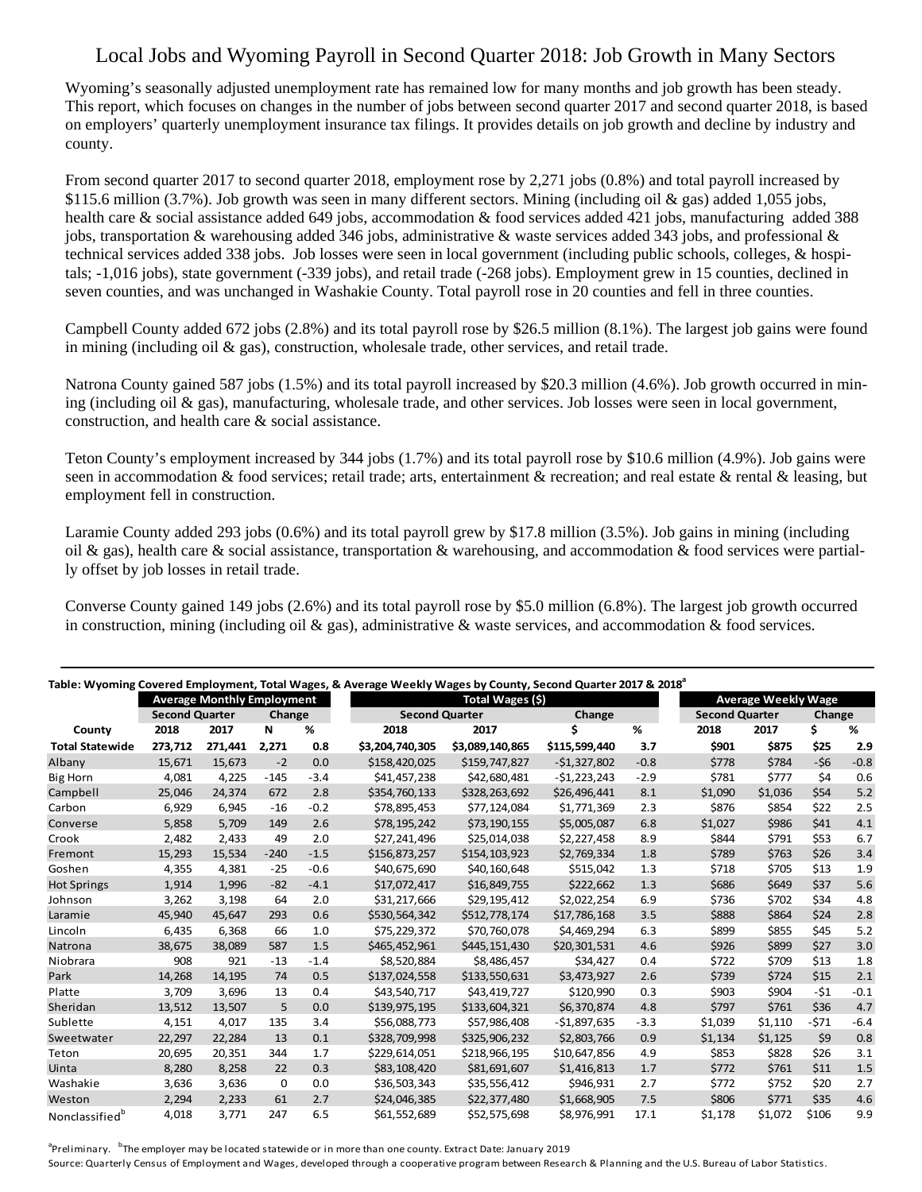# Local Jobs and Wyoming Payroll in Second Quarter 2018: Job Growth in Many Sectors

Wyoming's seasonally adjusted unemployment rate has remained low for many months and job growth has been steady. This report, which focuses on changes in the number of jobs between second quarter 2017 and second quarter 2018, is based on employers' quarterly unemployment insurance tax filings. It provides details on job growth and decline by industry and county.

From second quarter 2017 to second quarter 2018, employment rose by 2,271 jobs (0.8%) and total payroll increased by $115.6 million (3.7%). Job growth was seen in many different sectors. Mining (including oil & gas) added 1,055 jobs, health care & social assistance added 649 jobs, accommodation & food services added 421 jobs, manufacturing added 388 jobs, transportation & warehousing added 346 jobs, administrative & waste services added 343 jobs, and professional & technical services added 338 jobs. Job losses were seen in local government (including public schools, colleges, & hospitals; -1,016 jobs), state government (-339 jobs), and retail trade (-268 jobs). Employment grew in 15 counties, declined in seven counties, and was unchanged in Washakie County. Total payroll rose in 20 counties and fell in three counties.

Campbell County added 672 jobs (2.8%) and its total payroll rose by $26.5 million (8.1%). The largest job gains were found in mining (including oil & gas), construction, wholesale trade, other services, and retail trade.

Natrona County gained 587 jobs (1.5%) and its total payroll increased by $20.3 million (4.6%). Job growth occurred in mining (including oil & gas), manufacturing, wholesale trade, and other services. Job losses were seen in local government, construction, and health care & social assistance.

Teton County's employment increased by 344 jobs (1.7%) and its total payroll rose by $10.6 million (4.9%). Job gains were seen in accommodation & food services; retail trade; arts, entertainment & recreation; and real estate & rental & leasing, but employment fell in construction.

Laramie County added 293 jobs (0.6%) and its total payroll grew by $17.8 million (3.5%). Job gains in mining (including oil & gas), health care & social assistance, transportation & warehousing, and accommodation & food services were partially offset by job losses in retail trade.

Converse County gained 149 jobs (2.6%) and its total payroll rose by $5.0 million (6.8%). The largest job growth occurred in construction, mining (including oil & gas), administrative & waste services, and accommodation & food services.

**Table: Wyoming Covered Employment, Total Wages, & Average Weekly Wages by County, Second Quarter 2017 & 2018[a]**

| | Average Monthly Employment | | | | Total Wages ($) | | | | Average Weekly Wage | | | |
|---|---|---|---|---|---|---|---|---|---|---|---|---|
| | Second Quarter | | Change | | Second Quarter | | Change | | Second Quarter | | Change | |
| County | 2018 | 2017 | N | % | 2018 | 2017 | $ | % | 2018 | 2017 | $ | % |
| **Total Statewide** | **273,712** | **271,441** | **2,271** | **0.8** | **$3,204,740,305** | **$3,089,140,865** | **$115,599,440** | **3.7** | **$901** | **$875** | **$25** | **2.9** |
| Albany | 15,671 | 15,673 | -2 | 0.0 | $158,420,025 | $159,747,827 | -$1,327,802 | -0.8 | $778 | $784 | -$6 | -0.8 |
| Big Horn | 4,081 | 4,225 | -145 | -3.4 | $41,457,238 | $42,680,481 | -$1,223,243 | -2.9 | $781 | $777 | $4 | 0.6 |
| Campbell | 25,046 | 24,374 | 672 | 2.8 | $354,760,133 | $328,263,692 | $26,496,441 | 8.1 | $1,090 | $1,036 | $54 | 5.2 |
| Carbon | 6,929 | 6,945 | -16 | -0.2 | $78,895,453 | $77,124,084 | $1,771,369 | 2.3 | $876 | $854 | $22 | 2.5 |
| Converse | 5,858 | 5,709 | 149 | 2.6 | $78,195,242 | $73,190,155 | $5,005,087 | 6.8 | $1,027 | $986 | $41 | 4.1 |
| Crook | 2,482 | 2,433 | 49 | 2.0 | $27,241,496 | $25,014,038 | $2,227,458 | 8.9 | $844 | $791 | $53 | 6.7 |
| Fremont | 15,293 | 15,534 | -240 | -1.5 | $156,873,257 | $154,103,923 | $2,769,334 | 1.8 | $789 | $763 | $26 | 3.4 |
| Goshen | 4,355 | 4,381 | -25 | -0.6 | $40,675,690 | $40,160,648 | $515,042 | 1.3 | $718 | $705 | $13 | 1.9 |
| Hot Springs | 1,914 | 1,996 | -82 | -4.1 | $17,072,417 | $16,849,755 | $222,662 | 1.3 | $686 | $649 | $37 | 5.6 |
| Johnson | 3,262 | 3,198 | 64 | 2.0 | $31,217,666 | $29,195,412 | $2,022,254 | 6.9 | $736 | $702 | $34 | 4.8 |
| Laramie | 45,940 | 45,647 | 293 | 0.6 | $530,564,342 | $512,778,174 | $17,786,168 | 3.5 | $888 | $864 | $24 | 2.8 |
| Lincoln | 6,435 | 6,368 | 66 | 1.0 | $75,229,372 | $70,760,078 | $4,469,294 | 6.3 | $899 | $855 | $45 | 5.2 |
| Natrona | 38,675 | 38,089 | 587 | 1.5 | $465,452,961 | $445,151,430 | $20,301,531 | 4.6 | $926 | $899 | $27 | 3.0 |
| Niobrara | 908 | 921 | -13 | -1.4 | $8,520,884 | $8,486,457 | $34,427 | 0.4 | $722 | $709 | $13 | 1.8 |
| Park | 14,268 | 14,195 | 74 | 0.5 | $137,024,558 | $133,550,631 | $3,473,927 | 2.6 | $739 | $724 | $15 | 2.1 |
| Platte | 3,709 | 3,696 | 13 | 0.4 | $43,540,717 | $43,419,727 | $120,990 | 0.3 | $903 | $904 | -$1 | -0.1 |
| Sheridan | 13,512 | 13,507 | 5 | 0.0 | $139,975,195 | $133,604,321 | $6,370,874 | 4.8 | $797 | $761 | $36 | 4.7 |
| Sublette | 4,151 | 4,017 | 135 | 3.4 | $56,088,773 | $57,986,408 | -$1,897,635 | -3.3 | $1,039 | $1,110 | -$71 | -6.4 |
| Sweetwater | 22,297 | 22,284 | 13 | 0.1 | $328,709,998 | $325,906,232 | $2,803,766 | 0.9 | $1,134 | $1,125 | $9 | 0.8 |
| Teton | 20,695 | 20,351 | 344 | 1.7 | $229,614,051 | $218,966,195 | $10,647,856 | 4.9 | $853 | $828 | $26 | 3.1 |
| Uinta | 8,280 | 8,258 | 22 | 0.3 | $83,108,420 | $81,691,607 | $1,416,813 | 1.7 | $772 | $761 | $11 | 1.5 |
| Washakie | 3,636 | 3,636 | 0 | 0.0 | $36,503,343 | $35,556,412 | $946,931 | 2.7 | $772 | $752 | $20 | 2.7 |
| Weston | 2,294 | 2,233 | 61 | 2.7 | $24,046,385 | $22,377,480 | $1,668,905 | 7.5 | $806 | $771 | $35 | 4.6 |
| Nonclassified[b] | 4,018 | 3,771 | 247 | 6.5 | $61,552,689 | $52,575,698 | $8,976,991 | 17.1 | $1,178 | $1,072 | $106 | 9.9 |

[a]Preliminary. [b]The employer may be located statewide or in more than one county. Extract Date: January 2019

Source: Quarterly Census of Employment and Wages, developed through a cooperative program between Research & Planning and the U.S. Bureau of Labor Statistics.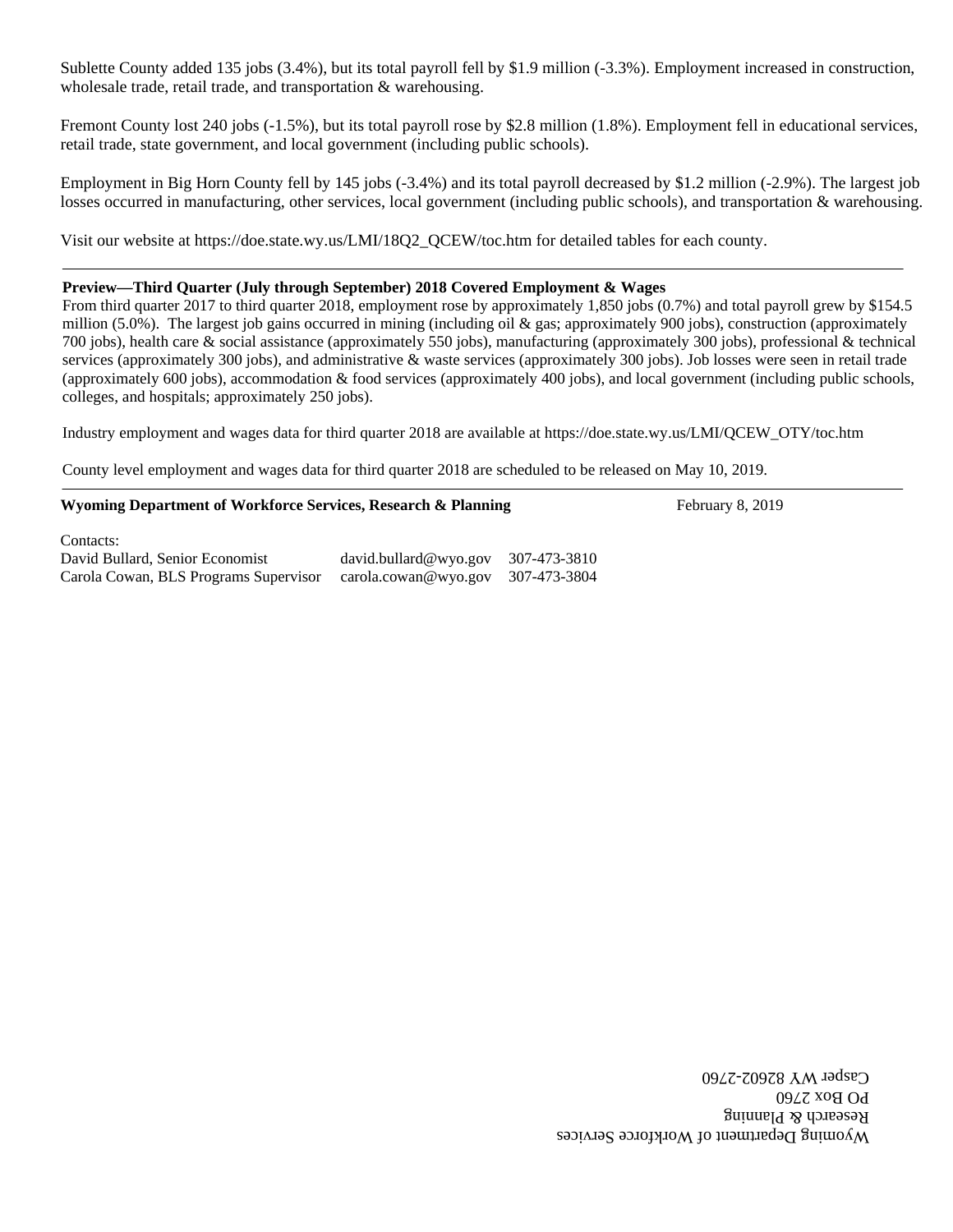Sublette County added 135 jobs (3.4%), but its total payroll fell by $1.9 million (-3.3%). Employment increased in construction, wholesale trade, retail trade, and transportation & warehousing.

Fremont County lost 240 jobs (-1.5%), but its total payroll rose by $2.8 million (1.8%). Employment fell in educational services, retail trade, state government, and local government (including public schools).

Employment in Big Horn County fell by 145 jobs (-3.4%) and its total payroll decreased by $1.2 million (-2.9%). The largest job losses occurred in manufacturing, other services, local government (including public schools), and transportation & warehousing.

Visit our website at https://doe.state.wy.us/LMI/18Q2_QCEW/toc.htm for detailed tables for each county.

---

**Preview—Third Quarter (July through September) 2018 Covered Employment & Wages**

From third quarter 2017 to third quarter 2018, employment rose by approximately 1,850 jobs (0.7%) and total payroll grew by $154.5 million (5.0%). The largest job gains occurred in mining (including oil & gas; approximately 900 jobs), construction (approximately 700 jobs), health care & social assistance (approximately 550 jobs), manufacturing (approximately 300 jobs), professional & technical services (approximately 300 jobs), and administrative & waste services (approximately 300 jobs). Job losses were seen in retail trade (approximately 600 jobs), accommodation & food services (approximately 400 jobs), and local government (including public schools, colleges, and hospitals; approximately 250 jobs).

Industry employment and wages data for third quarter 2018 are available at https://doe.state.wy.us/LMI/QCEW_OTY/toc.htm

County level employment and wages data for third quarter 2018 are scheduled to be released on May 10, 2019.

---

**Wyoming Department of Workforce Services, Research & Planning** February 8, 2019

Contacts:

| | | |
|---|---|---|
| David Bullard, Senior Economist | david.bullard@wyo.gov | 307-473-3810 |
| Carola Cowan, BLS Programs Supervisor | carola.cowan@wyo.gov | 307-473-3804 |

Wyoming Department of Workforce Services
Research & Planning
PO Box 2760
Casper WY 82602-2760